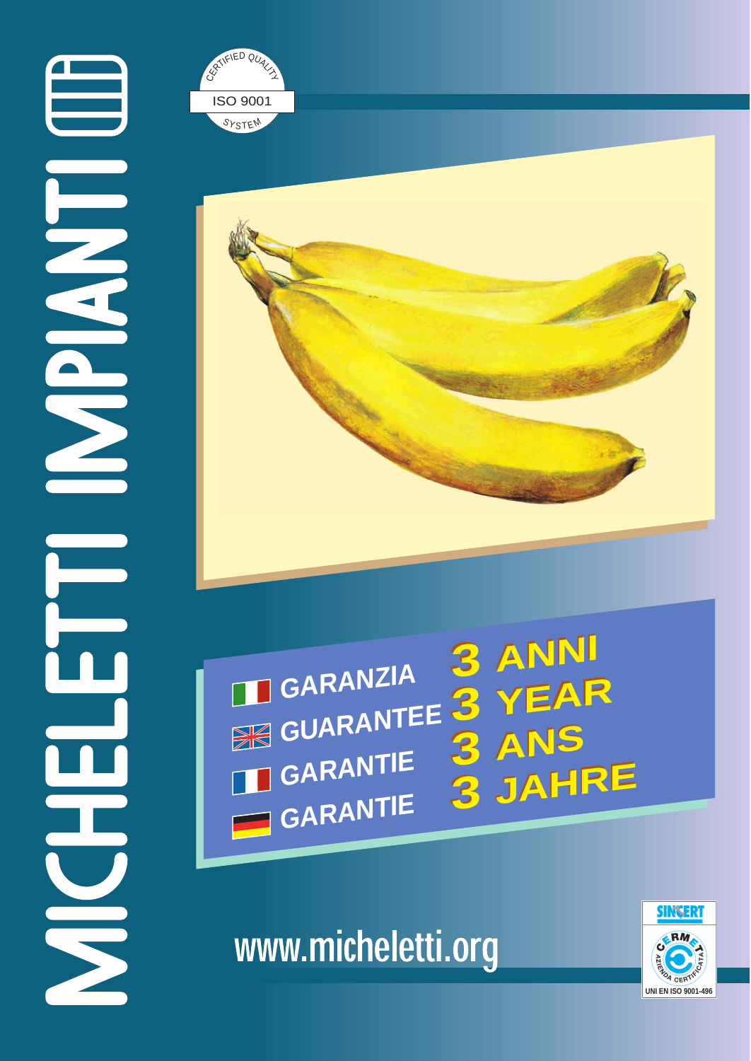# MICHELETTI IMPIANTI

CERTIFIED QUALITY
ISO 9001
SYSTEM

GARANZIA 3 ANNI
GUARANTEE 3 YEAR
GARANTIE 3 ANS
GARANTIE 3 JAHRE

www.micheletti.org

SINCERT
CERMET
AZIENDA CERTIFICATA
UNI EN ISO 9001-496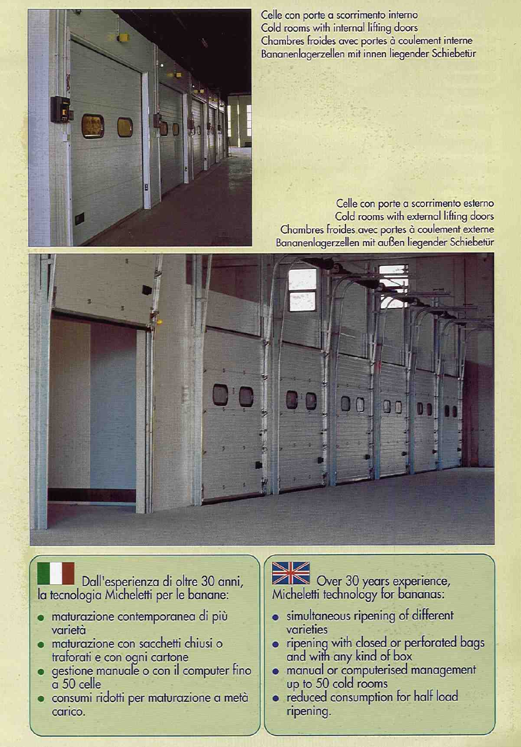Celle con porte a scorrimento interno
Cold rooms with internal lifting doors
Chambres froides avec portes à coulement interne
Bananenlagerzellen mit innen liegender Schiebetür

Celle con porte a scorrimento esterno
Cold rooms with external lifting doors
Chambres froides avec portes à coulement externe
Bananenlagerzellen mit außen liegender Schiebetür

Dall'esperienza di oltre 30 anni, la tecnologia Micheletti per le banane:

- maturazione contemporanea di più varietà
- maturazione con sacchetti chiusi o traforati e con ogni cartone
- gestione manuale o con il computer fino a 50 celle
- consumi ridotti per maturazione a metà carico.

Over 30 years experience, Micheletti technology for bananas:

- simultaneous ripening of different varieties
- ripening with closed or perforated bags and with any kind of box
- manual or computerised management up to 50 cold rooms
- reduced consumption for half load ripening.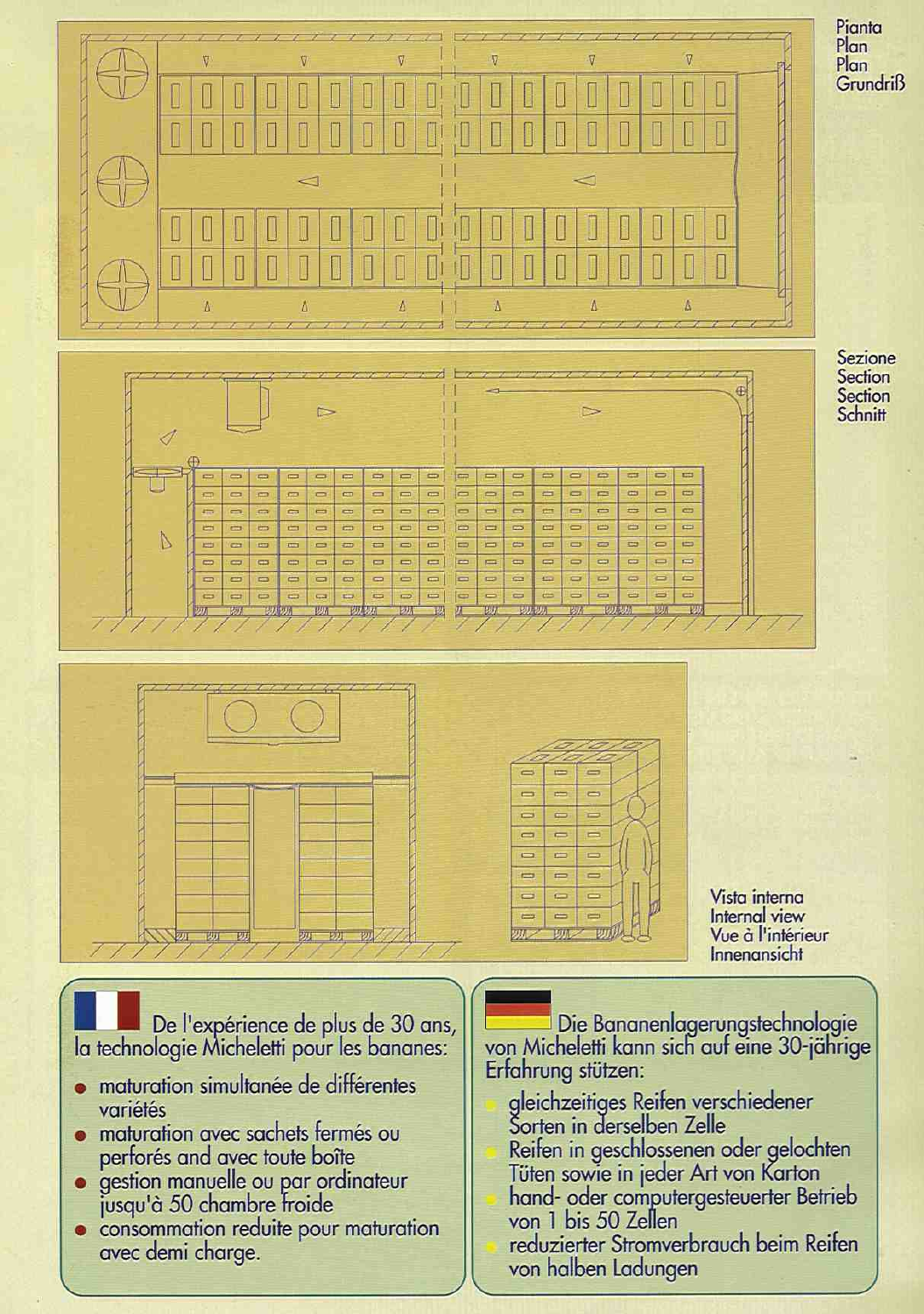Pianta
Plan
Plan
Grundriß

Sezione
Section
Section
Schnitt

Vista interna
Internal view
Vue à l'intérieur
Innenansicht

De l'expérience de plus de 30 ans, la technologie Micheletti pour les bananes:

- maturation simultanée de différentes variétés
- maturation avec sachets fermés ou perforés and avec toute boîte
- gestion manuelle ou par ordinateur jusqu'à 50 chambre froide
- consommation reduite pour maturation avec demi charge.

Die Bananenlagerungstechnologie von Micheletti kann sich auf eine 30-jährige Erfahrung stützen:

- gleichzeitiges Reifen verschiedener Sorten in derselben Zelle
- Reifen in geschlossenen oder gelochten Tüten sowie in jeder Art von Karton
- hand- oder computergesteuerter Betrieb von 1 bis 50 Zellen
- reduzierter Stromverbrauch beim Reifen von halben Ladungen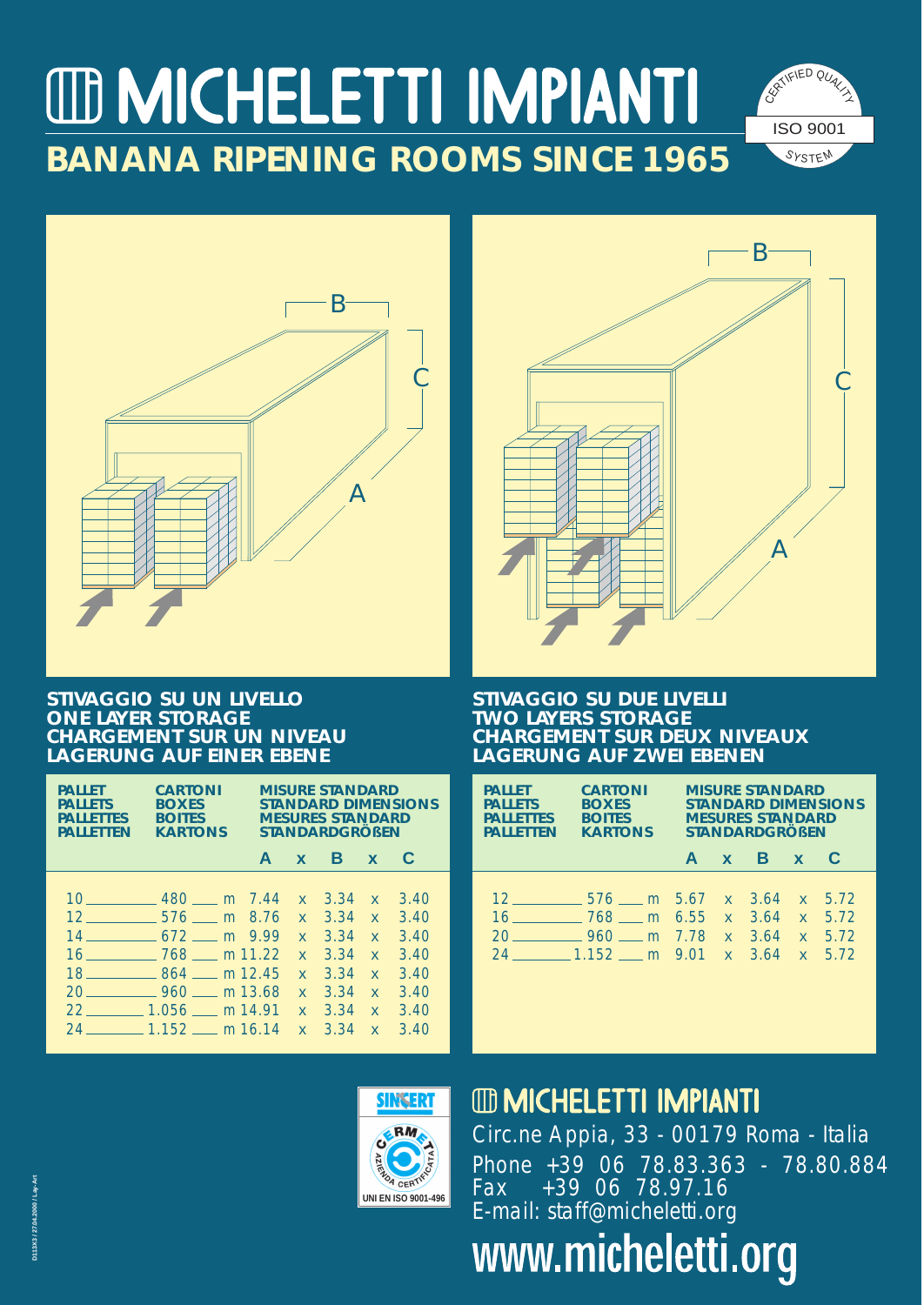# MICHELETTI IMPIANTI

## BANANA RIPENING ROOMS SINCE 1965

CERTIFIED QUALITY
ISO 9001
SYSTEM

B
C
A

B
C
A

### STIVAGGIO SU UN LIVELLO
### ONE LAYER STORAGE
### CHARGEMENT SUR UN NIVEAU
### LAGERUNG AUF EINER EBENE

| PALLET<br>PALLETS<br>PALLETTES<br>PALLETTEN | CARTONI<br>BOXES<br>BOITES<br>KARTONS | | MISURE STANDARD<br>STANDARD DIMENSIONS<br>MESURES STANDARD<br>STANDARDGRÖßEN<br>A | x | B | x | C |
|---|---|---|---|---|---|---|---|
| 10 | 480 | m | 7.44 | x | 3.34 | x | 3.40 |
| 12 | 576 | m | 8.76 | x | 3.34 | x | 3.40 |
| 14 | 672 | m | 9.99 | x | 3.34 | x | 3.40 |
| 16 | 768 | m | 11.22 | x | 3.34 | x | 3.40 |
| 18 | 864 | m | 12.45 | x | 3.34 | x | 3.40 |
| 20 | 960 | m | 13.68 | x | 3.34 | x | 3.40 |
| 22 | 1.056 | m | 14.91 | x | 3.34 | x | 3.40 |
| 24 | 1.152 | m | 16.14 | x | 3.34 | x | 3.40 |

### STIVAGGIO SU DUE LIVELLI
### TWO LAYERS STORAGE
### CHARGEMENT SUR DEUX NIVEAUX
### LAGERUNG AUF ZWEI EBENEN

| PALLET<br>PALLETS<br>PALLETTES<br>PALLETTEN | CARTONI<br>BOXES<br>BOITES<br>KARTONS | | MISURE STANDARD<br>STANDARD DIMENSIONS<br>MESURES STANDARD<br>STANDARDGRÖßEN<br>A | x | B | x | C |
|---|---|---|---|---|---|---|---|
| 12 | 576 | m | 5.67 | x | 3.64 | x | 5.72 |
| 16 | 768 | m | 6.55 | x | 3.64 | x | 5.72 |
| 20 | 960 | m | 7.78 | x | 3.64 | x | 5.72 |
| 24 | 1.152 | m | 9.01 | x | 3.64 | x | 5.72 |

SINCERT
CERMET
AZIENDA CERTIFICATA
UNI EN ISO 9001-496

## MICHELETTI IMPIANTI

Circ.ne Appia, 33 - 00179 Roma - Italia
Phone +39 06 78.83.363 - 78.80.884
Fax +39 06 78.97.16
E-mail: staff@micheletti.org

**www.micheletti.org**

D113X3 / 27.04.2000 / Lay-Art